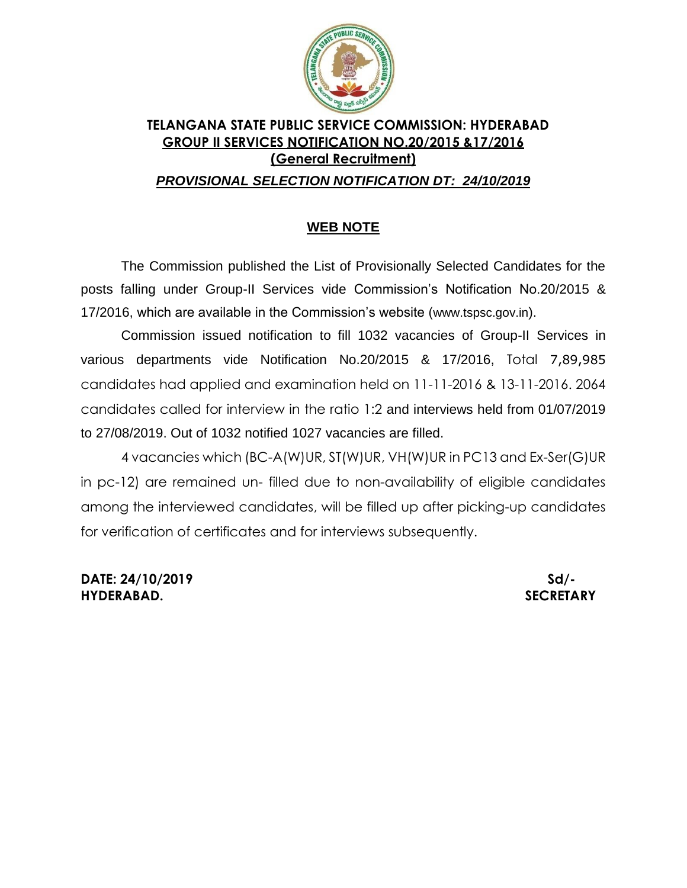# TELANGANA STATE PUBLIC SERVICE COMMISSION: HYDERABAD

## GROUP II SERVICES NOTIFICATION NO.20/2015 &17/2016

## (General Recruitment)

***PROVISIONAL SELECTION NOTIFICATION DT: 24/10/2019***

### WEB NOTE

The Commission published the List of Provisionally Selected Candidates for the posts falling under Group-II Services vide Commission's Notification No.20/2015 & 17/2016, which are available in the Commission's website (www.tspsc.gov.in).

Commission issued notification to fill 1032 vacancies of Group-II Services in various departments vide Notification No.20/2015 & 17/2016, Total 7,89,985 candidates had applied and examination held on 11-11-2016 & 13-11-2016. 2064 candidates called for interview in the ratio 1:2 and interviews held from 01/07/2019 to 27/08/2019. Out of 1032 notified 1027 vacancies are filled.

4 vacancies which (BC-A(W)UR, ST(W)UR, VH(W)UR in PC13 and Ex-Ser(G)UR in pc-12) are remained un- filled due to non-availability of eligible candidates among the interviewed candidates, will be filled up after picking-up candidates for verification of certificates and for interviews subsequently.

**DATE: 24/10/2019**
**HYDERABAD.**

**Sd/-**
**SECRETARY**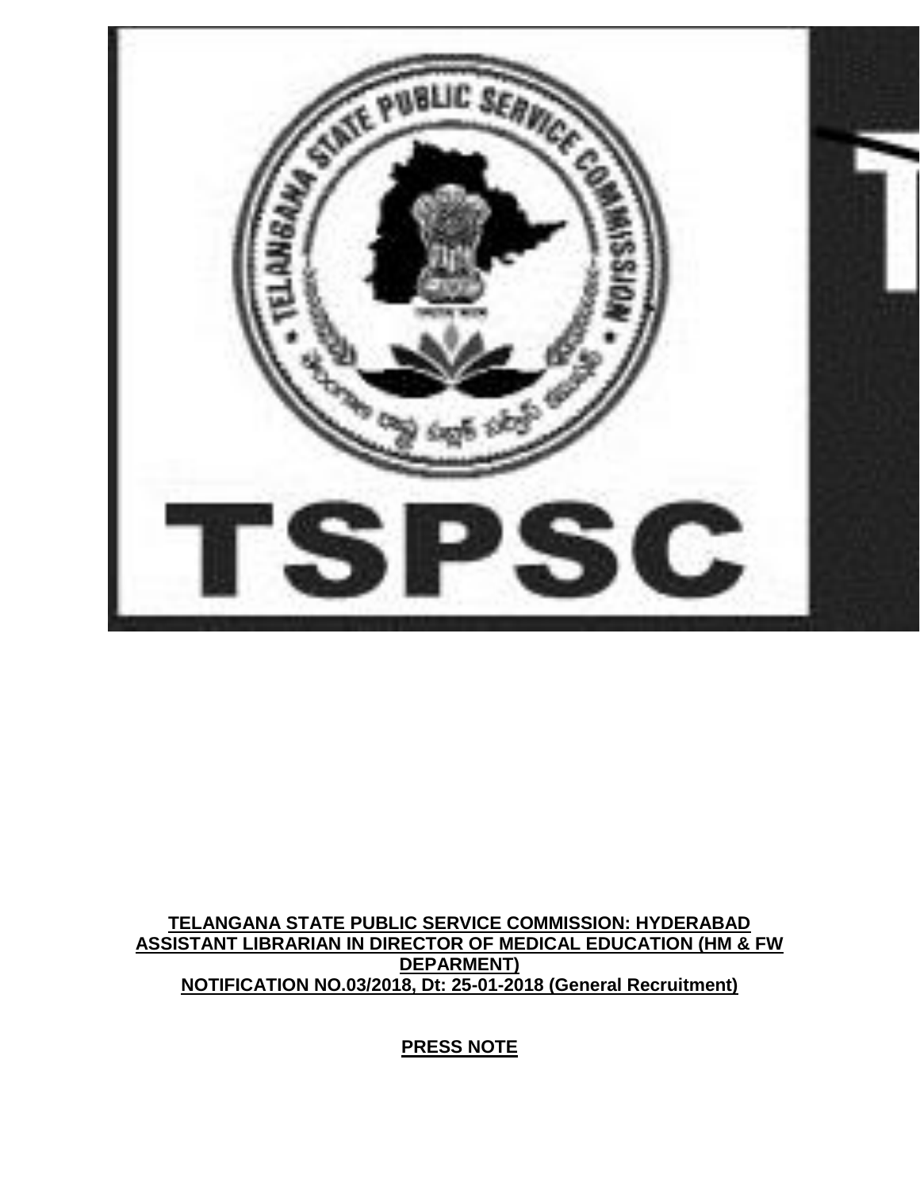**TELANGANA STATE PUBLIC SERVICE COMMISSION: HYDERABAD**
**ASSISTANT LIBRARIAN IN DIRECTOR OF MEDICAL EDUCATION (HM & FW DEPARMENT)**
**NOTIFICATION NO.03/2018, Dt: 25-01-2018 (General Recruitment)**

**PRESS NOTE**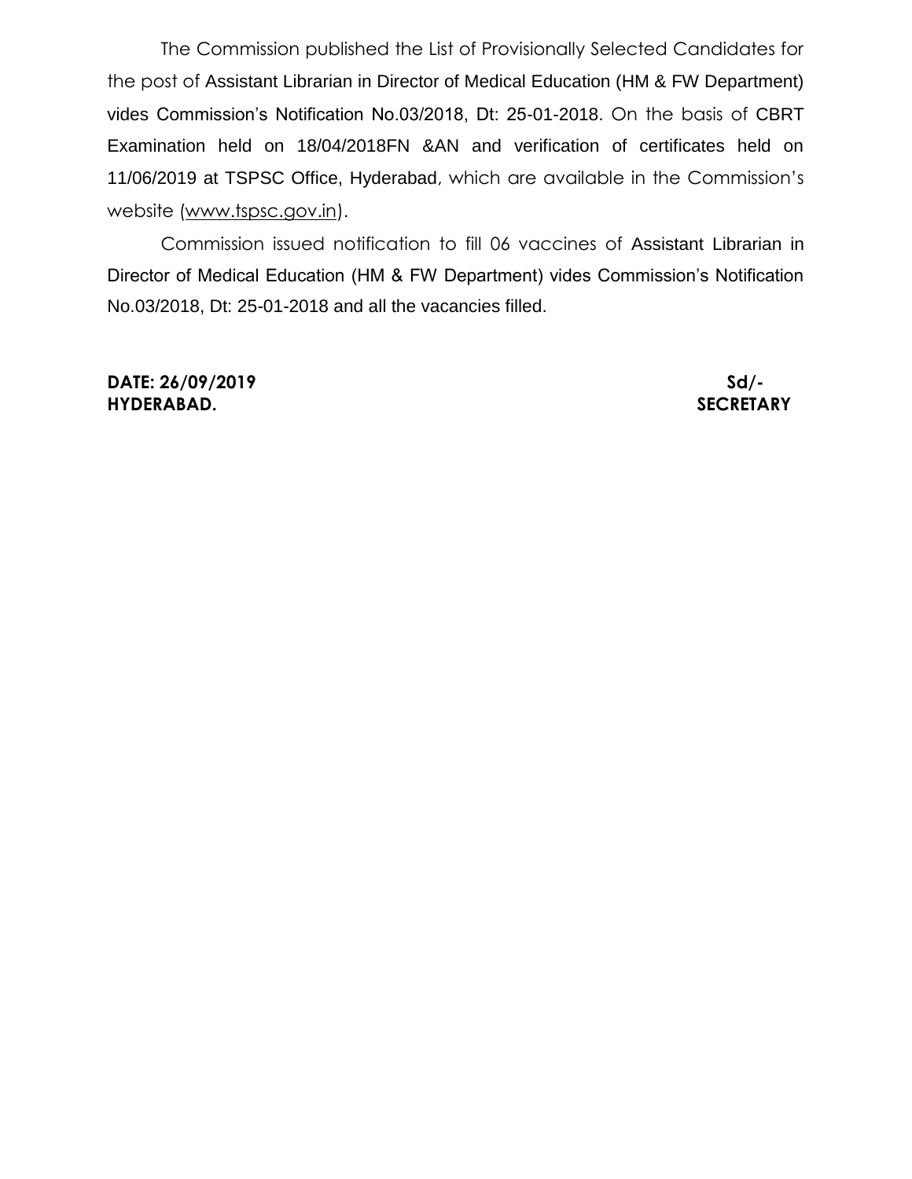The Commission published the List of Provisionally Selected Candidates for the post of Assistant Librarian in Director of Medical Education (HM & FW Department) vides Commission's Notification No.03/2018, Dt: 25-01-2018. On the basis of CBRT Examination held on 18/04/2018FN &AN and verification of certificates held on 11/06/2019 at TSPSC Office, Hyderabad, which are available in the Commission's website (www.tspsc.gov.in).

Commission issued notification to fill 06 vaccines of Assistant Librarian in Director of Medical Education (HM & FW Department) vides Commission's Notification No.03/2018, Dt: 25-01-2018 and all the vacancies filled.

**DATE: 26/09/2019**
**HYDERABAD.**

**Sd/-**
**SECRETARY**